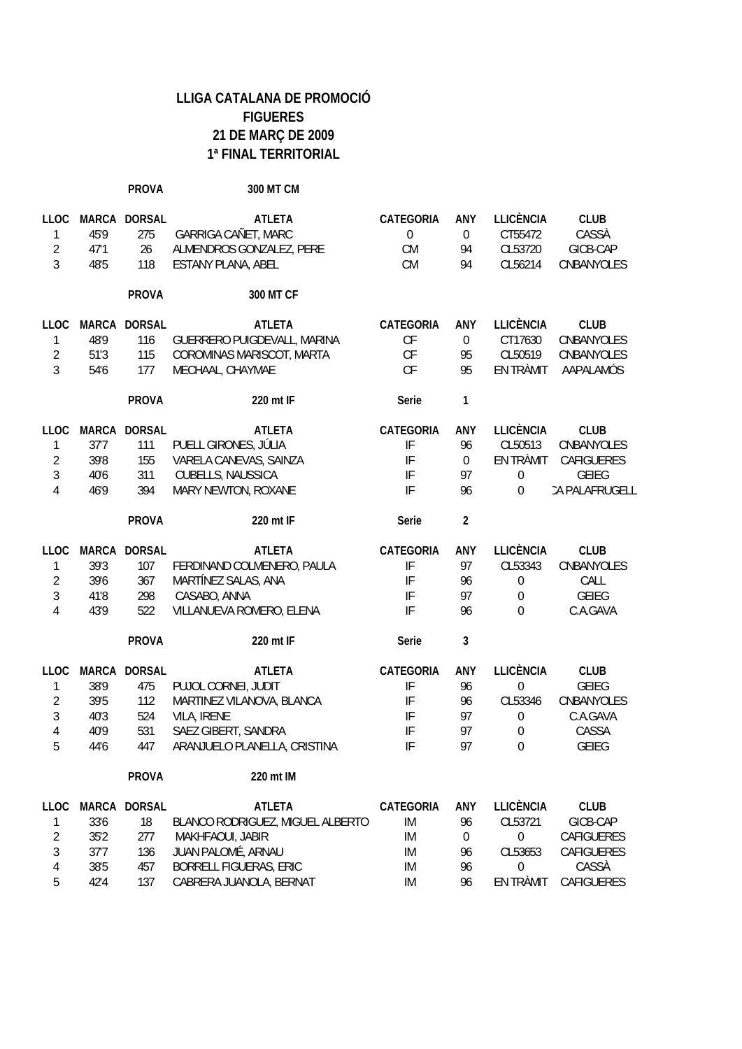# LLIGA CATALANA DE PROMOCIÓ
## FIGUERES
## 21 DE MARÇ DE 2009
## 1ª FINAL TERRITORIAL

**PROVA** 300 MT CM

| LLOC | MARCA | DORSAL | ATLETA | CATEGORIA | ANY | LLICÈNCIA | CLUB |
|---|---|---|---|---|---|---|---|
| 1 | 45'9 | 275 | GARRIGA CAÑET, MARC | 0 | 0 | CT55472 | CASSÀ |
| 2 | 47'1 | 26 | ALMENDROS GONZALEZ, PERE | CM | 94 | CL53720 | GICB-CAP |
| 3 | 48'5 | 118 | ESTANY PLANA, ABEL | CM | 94 | CL56214 | CNBANYOLES |

**PROVA** 300 MT CF

| LLOC | MARCA | DORSAL | ATLETA | CATEGORIA | ANY | LLICÈNCIA | CLUB |
|---|---|---|---|---|---|---|---|
| 1 | 48'9 | 116 | GUERRERO PUIGDEVALL, MARINA | CF | 0 | CT17630 | CNBANYOLES |
| 2 | 51'3 | 115 | COROMINAS MARISCOT, MARTA | CF | 95 | CL50519 | CNBANYOLES |
| 3 | 54'6 | 177 | MECHAAL, CHAYMAE | CF | 95 | EN TRÀMIT | AAPALAMÓS |

**PROVA** 220 mt IF — Serie 1

| LLOC | MARCA | DORSAL | ATLETA | CATEGORIA | ANY | LLICÈNCIA | CLUB |
|---|---|---|---|---|---|---|---|
| 1 | 37'7 | 111 | PUELL GIRONES, JÚLIA | IF | 96 | CL50513 | CNBANYOLES |
| 2 | 39'8 | 155 | VARELA CANEVAS, SAINZA | IF | 0 | EN TRÀMIT | CAFIGUERES |
| 3 | 40'6 | 311 | CUBELLS, NAUSSICA | IF | 97 | 0 | GEIEG |
| 4 | 46'9 | 394 | MARY NEWTON, ROXANE | IF | 96 | 0 | CA PALAFRUGELL |

**PROVA** 220 mt IF — Serie 2

| LLOC | MARCA | DORSAL | ATLETA | CATEGORIA | ANY | LLICÈNCIA | CLUB |
|---|---|---|---|---|---|---|---|
| 1 | 39'3 | 107 | FERDINAND COLMENERO, PAULA | IF | 97 | CL53343 | CNBANYOLES |
| 2 | 39'6 | 367 | MARTÍNEZ SALAS, ANA | IF | 96 | 0 | CALL |
| 3 | 41'8 | 298 | CASABO, ANNA | IF | 97 | 0 | GEIEG |
| 4 | 43'9 | 522 | VILLANUEVA ROMERO, ELENA | IF | 96 | 0 | C.A.GAVA |

**PROVA** 220 mt IF — Serie 3

| LLOC | MARCA | DORSAL | ATLETA | CATEGORIA | ANY | LLICÈNCIA | CLUB |
|---|---|---|---|---|---|---|---|
| 1 | 38'9 | 475 | PUJOL CORNEI, JUDIT | IF | 96 | 0 | GEIEG |
| 2 | 39'5 | 112 | MARTINEZ VILANOVA, BLANCA | IF | 96 | CL53346 | CNBANYOLES |
| 3 | 40'3 | 524 | VILA, IRENE | IF | 97 | 0 | C.A.GAVA |
| 4 | 40'9 | 531 | SAEZ GIBERT, SANDRA | IF | 97 | 0 | CASSA |
| 5 | 44'6 | 447 | ARANJUELO PLANELLA, CRISTINA | IF | 97 | 0 | GEIEG |

**PROVA** 220 mt IM

| LLOC | MARCA | DORSAL | ATLETA | CATEGORIA | ANY | LLICÈNCIA | CLUB |
|---|---|---|---|---|---|---|---|
| 1 | 33'6 | 18 | BLANCO RODRIGUEZ, MIGUEL ALBERTO | IM | 96 | CL53721 | GICB-CAP |
| 2 | 35'2 | 277 | MAKHFAOUI, JABIR | IM | 0 | 0 | CAFIGUERES |
| 3 | 37'7 | 136 | JUAN PALOMÉ, ARNAU | IM | 96 | CL53653 | CAFIGUERES |
| 4 | 38'5 | 457 | BORRELL FIGUERAS, ERIC | IM | 96 | 0 | CASSÀ |
| 5 | 42'4 | 137 | CABRERA JUANOLA, BERNAT | IM | 96 | EN TRÀMIT | CAFIGUERES |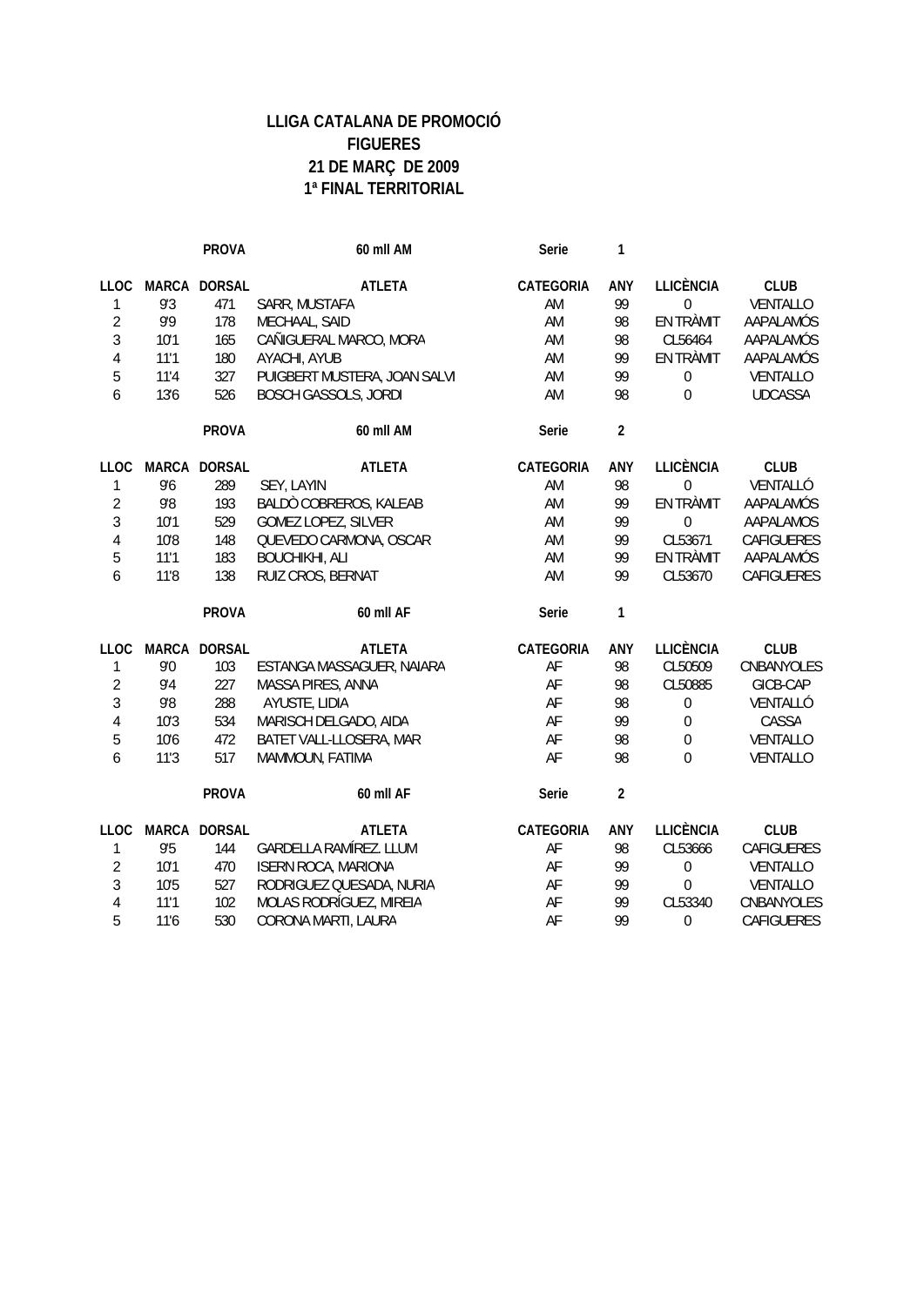**LLIGA CATALANA DE PROMOCIÓ**
**FIGUERES**
**21 DE MARÇ DE 2009**
**1ª FINAL TERRITORIAL**

**PROVA** 60 mll AM — **Serie** 1

| LLOC | MARCA | DORSAL | ATLETA | CATEGORIA | ANY | LLICÈNCIA | CLUB |
|---|---|---|---|---|---|---|---|
| 1 | 9'3 | 471 | SARR, MUSTAFA | AM | 99 | 0 | VENTALLO |
| 2 | 9'9 | 178 | MECHAAL, SAID | AM | 98 | EN TRÀMIT | AAPALAMÓS |
| 3 | 10'1 | 165 | CAÑIGUERAL MARCO, MORA | AM | 98 | CL56464 | AAPALAMÓS |
| 4 | 11'1 | 180 | AYACHI, AYUB | AM | 99 | EN TRÀMIT | AAPALAMÓS |
| 5 | 11'4 | 327 | PUIGBERT MUSTERA, JOAN SALVI | AM | 99 | 0 | VENTALLO |
| 6 | 13'6 | 526 | BOSCH GASSOLS, JORDI | AM | 98 | 0 | UDCASSA |

**PROVA** 60 mll AM — **Serie** 2

| LLOC | MARCA | DORSAL | ATLETA | CATEGORIA | ANY | LLICÈNCIA | CLUB |
|---|---|---|---|---|---|---|---|
| 1 | 9'6 | 289 | SEY, LAYIN | AM | 98 | 0 | VENTALLÓ |
| 2 | 9'8 | 193 | BALDÒ COBREROS, KALEAB | AM | 99 | EN TRÀMIT | AAPALAMÓS |
| 3 | 10'1 | 529 | GOMEZ LOPEZ, SILVER | AM | 99 | 0 | AAPALAMOS |
| 4 | 10'8 | 148 | QUEVEDO CARMONA, OSCAR | AM | 99 | CL53671 | CAFIGUERES |
| 5 | 11'1 | 183 | BOUCHIKHI, ALI | AM | 99 | EN TRÀMIT | AAPALAMÓS |
| 6 | 11'8 | 138 | RUIZ CROS, BERNAT | AM | 99 | CL53670 | CAFIGUERES |

**PROVA** 60 mll AF — **Serie** 1

| LLOC | MARCA | DORSAL | ATLETA | CATEGORIA | ANY | LLICÈNCIA | CLUB |
|---|---|---|---|---|---|---|---|
| 1 | 9'0 | 103 | ESTANGA MASSAGUER, NAIARA | AF | 98 | CL50509 | CNBANYOLES |
| 2 | 9'4 | 227 | MASSA PIRES, ANNA | AF | 98 | CL50885 | GICB-CAP |
| 3 | 9'8 | 288 | AYUSTE, LIDIA | AF | 98 | 0 | VENTALLÓ |
| 4 | 10'3 | 534 | MARISCH DELGADO, AIDA | AF | 99 | 0 | CASSA |
| 5 | 10'6 | 472 | BATET VALL-LLOSERA, MAR | AF | 98 | 0 | VENTALLO |
| 6 | 11'3 | 517 | MAMMOUN, FATIMA | AF | 98 | 0 | VENTALLO |

**PROVA** 60 mll AF — **Serie** 2

| LLOC | MARCA | DORSAL | ATLETA | CATEGORIA | ANY | LLICÈNCIA | CLUB |
|---|---|---|---|---|---|---|---|
| 1 | 9'5 | 144 | GARDELLA RAMÍREZ. LLUM | AF | 98 | CL53666 | CAFIGUERES |
| 2 | 10'1 | 470 | ISERN ROCA, MARIONA | AF | 99 | 0 | VENTALLO |
| 3 | 10'5 | 527 | RODRIGUEZ QUESADA, NURIA | AF | 99 | 0 | VENTALLO |
| 4 | 11'1 | 102 | MOLAS RODRÍGUEZ, MIREIA | AF | 99 | CL53340 | CNBANYOLES |
| 5 | 11'6 | 530 | CORONA MARTI, LAURA | AF | 99 | 0 | CAFIGUERES |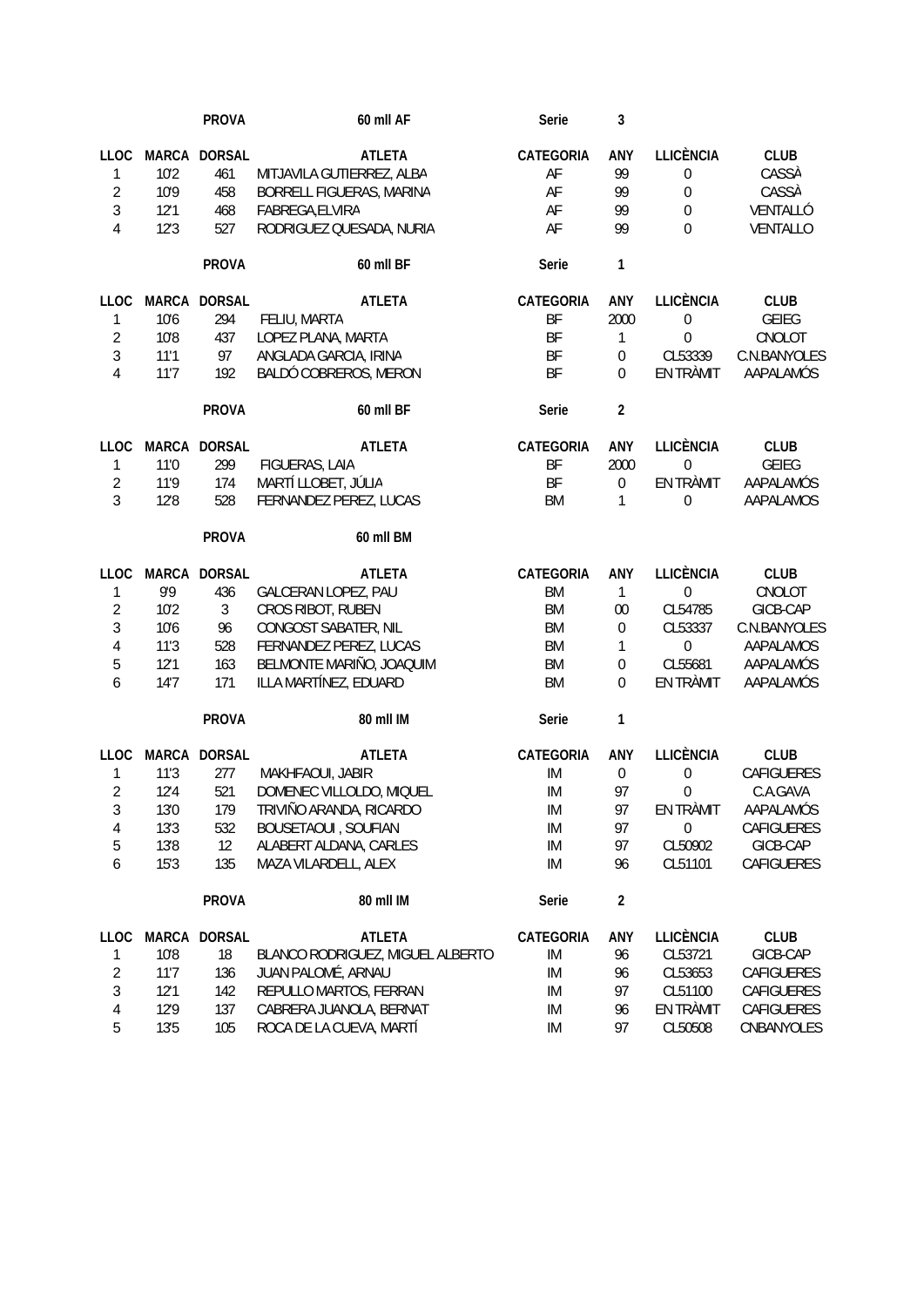**PROVA** 60 mll AF **Serie** 3

| LLOC | MARCA | DORSAL | ATLETA | CATEGORIA | ANY | LLICÈNCIA | CLUB |
|---|---|---|---|---|---|---|---|
| 1 | 10'2 | 461 | MITJAVILA GUTIERREZ, ALBA | AF | 99 | 0 | CASSÀ |
| 2 | 10'9 | 458 | BORRELL FIGUERAS, MARINA | AF | 99 | 0 | CASSÀ |
| 3 | 12'1 | 468 | FABREGA,ELVIRA | AF | 99 | 0 | VENTALLÓ |
| 4 | 12'3 | 527 | RODRIGUEZ QUESADA, NURIA | AF | 99 | 0 | VENTALLO |

**PROVA** 60 mll BF **Serie** 1

| LLOC | MARCA | DORSAL | ATLETA | CATEGORIA | ANY | LLICÈNCIA | CLUB |
|---|---|---|---|---|---|---|---|
| 1 | 10'6 | 294 | FELIU, MARTA | BF | 2000 | 0 | GEIEG |
| 2 | 10'8 | 437 | LOPEZ PLANA, MARTA | BF | 1 | 0 | CNOLOT |
| 3 | 11'1 | 97 | ANGLADA GARCIA, IRINA | BF | 0 | CL53339 | C.N.BANYOLES |
| 4 | 11'7 | 192 | BALDÓ COBREROS, MERON | BF | 0 | EN TRÀMIT | AAPALAMÓS |

**PROVA** 60 mll BF **Serie** 2

| LLOC | MARCA | DORSAL | ATLETA | CATEGORIA | ANY | LLICÈNCIA | CLUB |
|---|---|---|---|---|---|---|---|
| 1 | 11'0 | 299 | FIGUERAS, LAIA | BF | 2000 | 0 | GEIEG |
| 2 | 11'9 | 174 | MARTÍ LLOBET, JÚLIA | BF | 0 | EN TRÀMIT | AAPALAMÓS |
| 3 | 12'8 | 528 | FERNANDEZ PEREZ, LUCAS | BM | 1 | 0 | AAPALAMOS |

**PROVA** 60 mll BM

| LLOC | MARCA | DORSAL | ATLETA | CATEGORIA | ANY | LLICÈNCIA | CLUB |
|---|---|---|---|---|---|---|---|
| 1 | 9'9 | 436 | GALCERAN LOPEZ, PAU | BM | 1 | 0 | CNOLOT |
| 2 | 10'2 | 3 | CROS RIBOT, RUBEN | BM | 00 | CL54785 | GICB-CAP |
| 3 | 10'6 | 96 | CONGOST SABATER, NIL | BM | 0 | CL53337 | C.N.BANYOLES |
| 4 | 11'3 | 528 | FERNANDEZ PEREZ, LUCAS | BM | 1 | 0 | AAPALAMOS |
| 5 | 12'1 | 163 | BELMONTE MARIÑO, JOAQUIM | BM | 0 | CL55681 | AAPALAMÓS |
| 6 | 14'7 | 171 | ILLA MARTÍNEZ, EDUARD | BM | 0 | EN TRÀMIT | AAPALAMÓS |

**PROVA** 80 mll IM **Serie** 1

| LLOC | MARCA | DORSAL | ATLETA | CATEGORIA | ANY | LLICÈNCIA | CLUB |
|---|---|---|---|---|---|---|---|
| 1 | 11'3 | 277 | MAKHFAOUI, JABIR | IM | 0 | 0 | CAFIGUERES |
| 2 | 12'4 | 521 | DOMENEC VILLOLDO, MIQUEL | IM | 97 | 0 | C.A.GAVA |
| 3 | 13'0 | 179 | TRIVIÑO ARANDA, RICARDO | IM | 97 | EN TRÀMIT | AAPALAMÓS |
| 4 | 13'3 | 532 | BOUSETAOUI , SOUFIAN | IM | 97 | 0 | CAFIGUERES |
| 5 | 13'8 | 12 | ALABERT ALDANA, CARLES | IM | 97 | CL50902 | GICB-CAP |
| 6 | 15'3 | 135 | MAZA VILARDELL, ALEX | IM | 96 | CL51101 | CAFIGUERES |

**PROVA** 80 mll IM **Serie** 2

| LLOC | MARCA | DORSAL | ATLETA | CATEGORIA | ANY | LLICÈNCIA | CLUB |
|---|---|---|---|---|---|---|---|
| 1 | 10'8 | 18 | BLANCO RODRIGUEZ, MIGUEL ALBERTO | IM | 96 | CL53721 | GICB-CAP |
| 2 | 11'7 | 136 | JUAN PALOMÉ, ARNAU | IM | 96 | CL53653 | CAFIGUERES |
| 3 | 12'1 | 142 | REPULLO MARTOS, FERRAN | IM | 97 | CL51100 | CAFIGUERES |
| 4 | 12'9 | 137 | CABRERA JUANOLA, BERNAT | IM | 96 | EN TRÀMIT | CAFIGUERES |
| 5 | 13'5 | 105 | ROCA DE LA CUEVA, MARTÍ | IM | 97 | CL50508 | CNBANYOLES |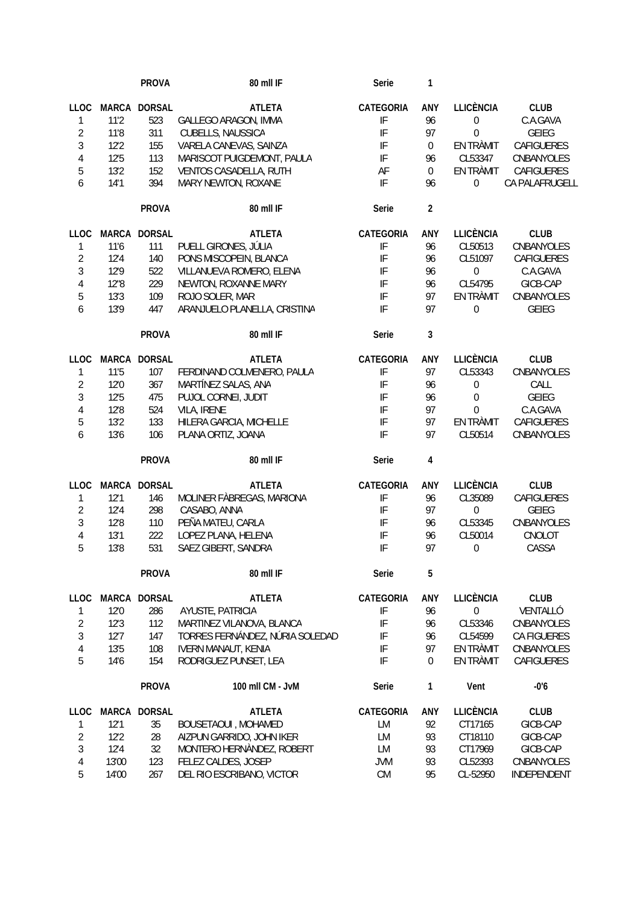| | | PROVA | 80 mll IF | Serie | 1 | | |
|---|---|---|---|---|---|---|---|
| **LLOC** | **MARCA** | **DORSAL** | **ATLETA** | **CATEGORIA** | **ANY** | **LLICÈNCIA** | **CLUB** |
| 1 | 11'2 | 523 | GALLEGO ARAGON, IMMA | IF | 96 | 0 | C.A.GAVA |
| 2 | 11'8 | 311 | CUBELLS, NAUSSICA | IF | 97 | 0 | GEIEG |
| 3 | 12'2 | 155 | VARELA CANEVAS, SAINZA | IF | 0 | EN TRÀMIT | CAFIGUERES |
| 4 | 12'5 | 113 | MARISCOT PUIGDEMONT, PAULA | IF | 96 | CL53347 | CNBANYOLES |
| 5 | 13'2 | 152 | VENTOS CASADELLA, RUTH | AF | 0 | EN TRÀMIT | CAFIGUERES |
| 6 | 14'1 | 394 | MARY NEWTON, ROXANE | IF | 96 | 0 | CA PALAFRUGELL |

| | | PROVA | 80 mll IF | Serie | 2 | | |
|---|---|---|---|---|---|---|---|
| **LLOC** | **MARCA** | **DORSAL** | **ATLETA** | **CATEGORIA** | **ANY** | **LLICÈNCIA** | **CLUB** |
| 1 | 11'6 | 111 | PUELL GIRONES, JÚLIA | IF | 96 | CL50513 | CNBANYOLES |
| 2 | 12'4 | 140 | PONS MISCOPEIN, BLANCA | IF | 96 | CL51097 | CAFIGUERES |
| 3 | 12'9 | 522 | VILLANUEVA ROMERO, ELENA | IF | 96 | 0 | C.A.GAVA |
| 4 | 12"8 | 229 | NEWTON, ROXANNE MARY | IF | 96 | CL54795 | GICB-CAP |
| 5 | 13'3 | 109 | ROJO SOLER, MAR | IF | 97 | EN TRÀMIT | CNBANYOLES |
| 6 | 13'9 | 447 | ARANJUELO PLANELLA, CRISTINA | IF | 97 | 0 | GEIEG |

| | | PROVA | 80 mll IF | Serie | 3 | | |
|---|---|---|---|---|---|---|---|
| **LLOC** | **MARCA** | **DORSAL** | **ATLETA** | **CATEGORIA** | **ANY** | **LLICÈNCIA** | **CLUB** |
| 1 | 11'5 | 107 | FERDINAND COLMENERO, PAULA | IF | 97 | CL53343 | CNBANYOLES |
| 2 | 12'0 | 367 | MARTÍNEZ SALAS, ANA | IF | 96 | 0 | CALL |
| 3 | 12'5 | 475 | PUJOL CORNEI, JUDIT | IF | 96 | 0 | GEIEG |
| 4 | 12'8 | 524 | VILA, IRENE | IF | 97 | 0 | C.A.GAVA |
| 5 | 13'2 | 133 | HILERA GARCIA, MICHELLE | IF | 97 | EN TRÀMIT | CAFIGUERES |
| 6 | 13'6 | 106 | PLANA ORTIZ, JOANA | IF | 97 | CL50514 | CNBANYOLES |

| | | PROVA | 80 mll IF | Serie | 4 | | |
|---|---|---|---|---|---|---|---|
| **LLOC** | **MARCA** | **DORSAL** | **ATLETA** | **CATEGORIA** | **ANY** | **LLICÈNCIA** | **CLUB** |
| 1 | 12'1 | 146 | MOLINER FÀBREGAS, MARIONA | IF | 96 | CL35089 | CAFIGUERES |
| 2 | 12'4 | 298 | CASABO, ANNA | IF | 97 | 0 | GEIEG |
| 3 | 12'8 | 110 | PEÑA MATEU, CARLA | IF | 96 | CL53345 | CNBANYOLES |
| 4 | 13'1 | 222 | LOPEZ PLANA, HELENA | IF | 96 | CL50014 | CNOLOT |
| 5 | 13'8 | 531 | SAEZ GIBERT, SANDRA | IF | 97 | 0 | CASSA |

| | | PROVA | 80 mll IF | Serie | 5 | | |
|---|---|---|---|---|---|---|---|
| **LLOC** | **MARCA** | **DORSAL** | **ATLETA** | **CATEGORIA** | **ANY** | **LLICÈNCIA** | **CLUB** |
| 1 | 12'0 | 286 | AYUSTE, PATRICIA | IF | 96 | 0 | VENTALLÓ |
| 2 | 12'3 | 112 | MARTINEZ VILANOVA, BLANCA | IF | 96 | CL53346 | CNBANYOLES |
| 3 | 12'7 | 147 | TORRES FERNÁNDEZ, NÚRIA SOLEDAD | IF | 96 | CL54599 | CA FIGUERES |
| 4 | 13'5 | 108 | IVERN MANAUT, KENIA | IF | 97 | EN TRÀMIT | CNBANYOLES |
| 5 | 14'6 | 154 | RODRIGUEZ PUNSET, LEA | IF | 0 | EN TRÀMIT | CAFIGUERES |

| | | PROVA | 100 mll CM - JvM | Serie | 1 | Vent | -0'6 |
|---|---|---|---|---|---|---|---|
| **LLOC** | **MARCA** | **DORSAL** | **ATLETA** | **CATEGORIA** | **ANY** | **LLICÈNCIA** | **CLUB** |
| 1 | 12'1 | 35 | BOUSETAOUI , MOHAMED | LM | 92 | CT17165 | GICB-CAP |
| 2 | 12'2 | 28 | AIZPUN GARRIDO, JOHN IKER | LM | 93 | CT18110 | GICB-CAP |
| 3 | 12'4 | 32 | MONTERO HERNÀNDEZ, ROBERT | LM | 93 | CT17969 | GICB-CAP |
| 4 | 13'00 | 123 | FELEZ CALDES, JOSEP | JVM | 93 | CL52393 | CNBANYOLES |
| 5 | 14'00 | 267 | DEL RIO ESCRIBANO, VICTOR | CM | 95 | CL-52950 | INDEPENDENT |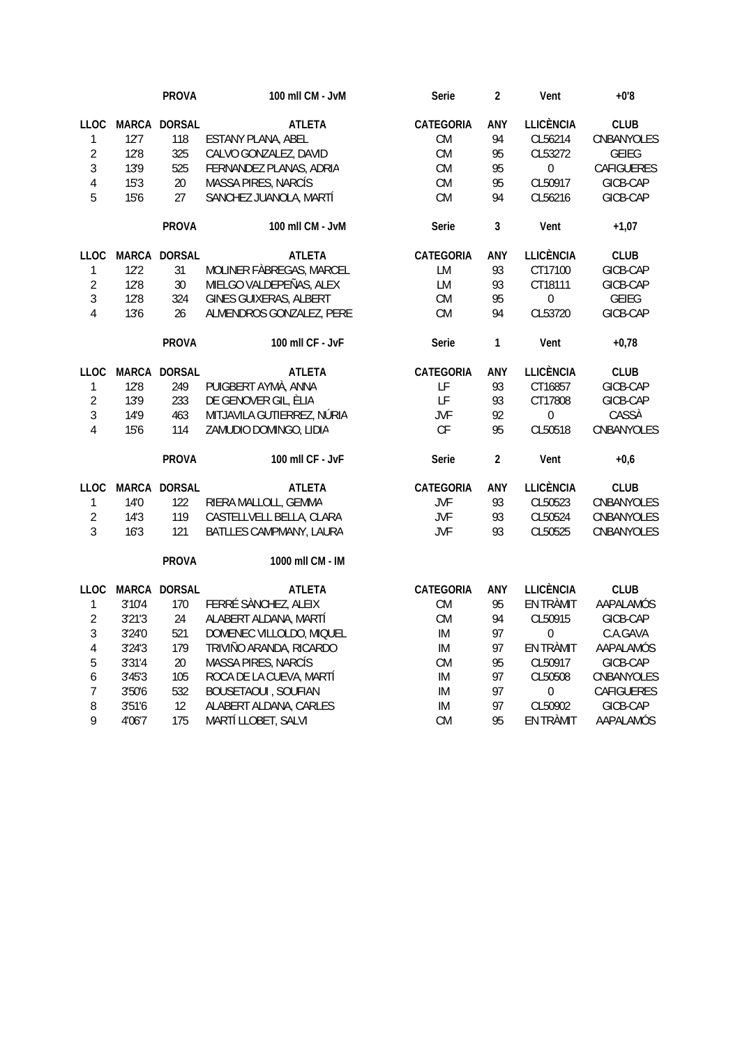| | | PROVA | 100 mll CM - JvM | Serie | 2 | Vent | +0'8 |
|---|---|---|---|---|---|---|---|
| **LLOC** | **MARCA** | **DORSAL** | **ATLETA** | **CATEGORIA** | **ANY** | **LLICÈNCIA** | **CLUB** |
| 1 | 12'7 | 118 | ESTANY PLANA, ABEL | CM | 94 | CL56214 | CNBANYOLES |
| 2 | 12'8 | 325 | CALVO GONZALEZ, DAVID | CM | 95 | CL53272 | GEIEG |
| 3 | 13'9 | 525 | FERNANDEZ PLANAS, ADRIA | CM | 95 | 0 | CAFIGUERES |
| 4 | 15'3 | 20 | MASSA PIRES, NARCÍS | CM | 95 | CL50917 | GICB-CAP |
| 5 | 15'6 | 27 | SANCHEZ JUANOLA, MARTÍ | CM | 94 | CL56216 | GICB-CAP |

| | | PROVA | 100 mll CM - JvM | Serie | 3 | Vent | +1,07 |
|---|---|---|---|---|---|---|---|
| **LLOC** | **MARCA** | **DORSAL** | **ATLETA** | **CATEGORIA** | **ANY** | **LLICÈNCIA** | **CLUB** |
| 1 | 12'2 | 31 | MOLINER FÀBREGAS, MARCEL | LM | 93 | CT17100 | GICB-CAP |
| 2 | 12'8 | 30 | MIELGO VALDEPEÑAS, ALEX | LM | 93 | CT18111 | GICB-CAP |
| 3 | 12'8 | 324 | GINES GUIXERAS, ALBERT | CM | 95 | 0 | GEIEG |
| 4 | 13'6 | 26 | ALMENDROS GONZALEZ, PERE | CM | 94 | CL53720 | GICB-CAP |

| | | PROVA | 100 mll CF - JvF | Serie | 1 | Vent | +0,78 |
|---|---|---|---|---|---|---|---|
| **LLOC** | **MARCA** | **DORSAL** | **ATLETA** | **CATEGORIA** | **ANY** | **LLICÈNCIA** | **CLUB** |
| 1 | 12'8 | 249 | PUIGBERT AYMÀ, ANNA | LF | 93 | CT16857 | GICB-CAP |
| 2 | 13'9 | 233 | DE GENOVER GIL, ÈLIA | LF | 93 | CT17808 | GICB-CAP |
| 3 | 14'9 | 463 | MITJAVILA GUTIERREZ, NÚRIA | JVF | 92 | 0 | CASSÀ |
| 4 | 15'6 | 114 | ZAMUDIO DOMINGO, LIDIA | CF | 95 | CL50518 | CNBANYOLES |

| | | PROVA | 100 mll CF - JvF | Serie | 2 | Vent | +0,6 |
|---|---|---|---|---|---|---|---|
| **LLOC** | **MARCA** | **DORSAL** | **ATLETA** | **CATEGORIA** | **ANY** | **LLICÈNCIA** | **CLUB** |
| 1 | 14'0 | 122 | RIERA MALLOLL, GEMMA | JVF | 93 | CL50523 | CNBANYOLES |
| 2 | 14'3 | 119 | CASTELLVELL BELLA, CLARA | JVF | 93 | CL50524 | CNBANYOLES |
| 3 | 16'3 | 121 | BATLLES CAMPMANY, LAURA | JVF | 93 | CL50525 | CNBANYOLES |

| | | PROVA | 1000 mll CM - IM | | | | |
|---|---|---|---|---|---|---|---|
| **LLOC** | **MARCA** | **DORSAL** | **ATLETA** | **CATEGORIA** | **ANY** | **LLICÈNCIA** | **CLUB** |
| 1 | 3'10'4 | 170 | FERRÉ SÀNCHEZ, ALEIX | CM | 95 | EN TRÀMIT | AAPALAMÓS |
| 2 | 3'21'3 | 24 | ALABERT ALDANA, MARTÍ | CM | 94 | CL50915 | GICB-CAP |
| 3 | 3'24'0 | 521 | DOMENEC VILLOLDO, MIQUEL | IM | 97 | 0 | C.A.GAVA |
| 4 | 3'24'3 | 179 | TRIVIÑO ARANDA, RICARDO | IM | 97 | EN TRÀMIT | AAPALAMÓS |
| 5 | 3'31'4 | 20 | MASSA PIRES, NARCÍS | CM | 95 | CL50917 | GICB-CAP |
| 6 | 3'45'3 | 105 | ROCA DE LA CUEVA, MARTÍ | IM | 97 | CL50508 | CNBANYOLES |
| 7 | 3'50'6 | 532 | BOUSETAOUI , SOUFIAN | IM | 97 | 0 | CAFIGUERES |
| 8 | 3'51'6 | 12 | ALABERT ALDANA, CARLES | IM | 97 | CL50902 | GICB-CAP |
| 9 | 4'06'7 | 175 | MARTÍ LLOBET, SALVI | CM | 95 | EN TRÀMIT | AAPALAMÓS |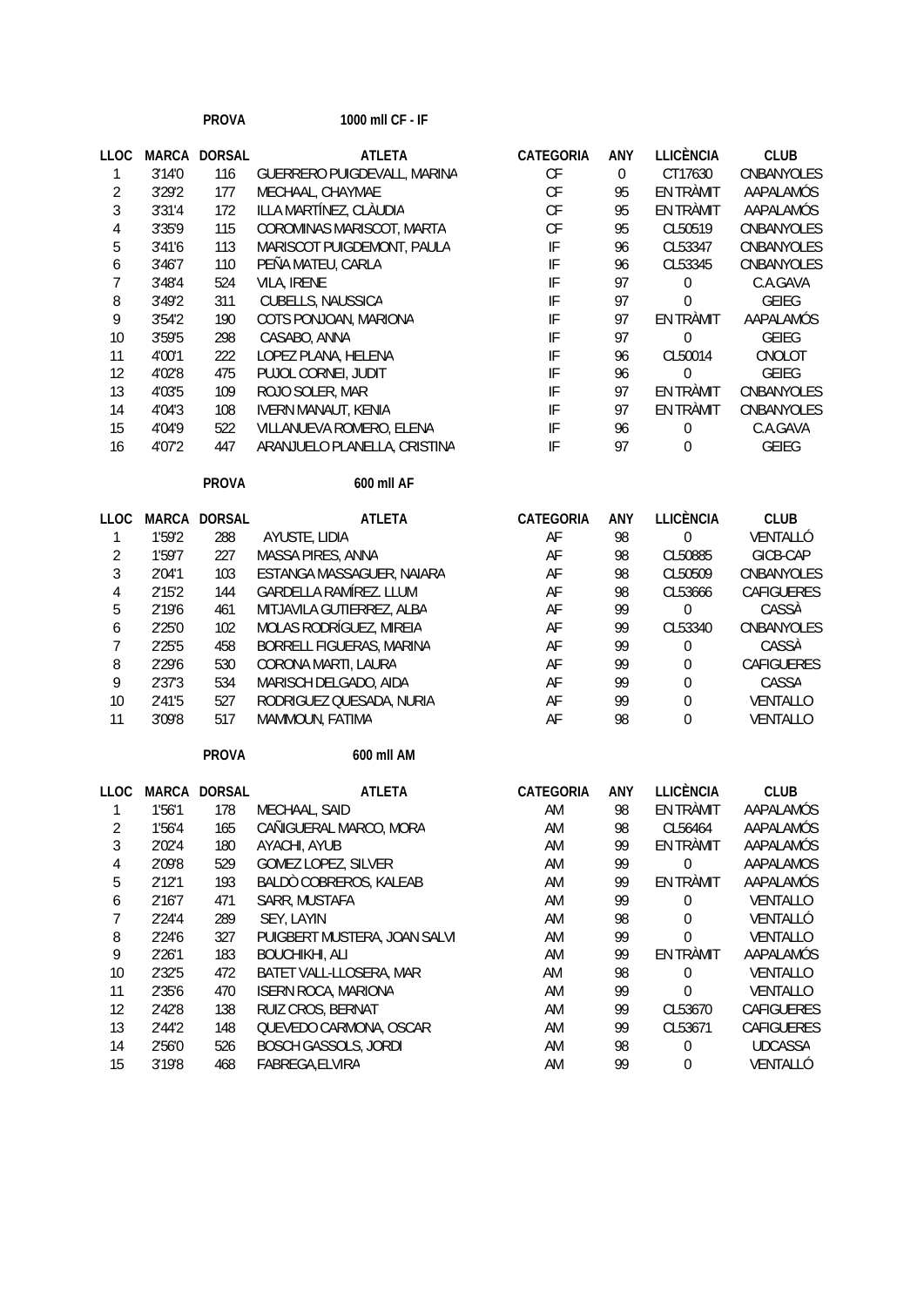**PROVA** 1000 mll CF - IF

| LLOC | MARCA | DORSAL | ATLETA | CATEGORIA | ANY | LLICÈNCIA | CLUB |
|---|---|---|---|---|---|---|---|
| 1 | 3'14'0 | 116 | GUERRERO PUIGDEVALL, MARINA | CF | 0 | CT17630 | CNBANYOLES |
| 2 | 3'29'2 | 177 | MECHAAL, CHAYMAE | CF | 95 | EN TRÀMIT | AAPALAMÓS |
| 3 | 3'31'4 | 172 | ILLA MARTÍNEZ, CLÀUDIA | CF | 95 | EN TRÀMIT | AAPALAMÓS |
| 4 | 3'35'9 | 115 | COROMINAS MARISCOT, MARTA | CF | 95 | CL50519 | CNBANYOLES |
| 5 | 3'41'6 | 113 | MARISCOT PUIGDEMONT, PAULA | IF | 96 | CL53347 | CNBANYOLES |
| 6 | 3'46'7 | 110 | PEÑA MATEU, CARLA | IF | 96 | CL53345 | CNBANYOLES |
| 7 | 3'48'4 | 524 | VILA, IRENE | IF | 97 | 0 | C.A.GAVA |
| 8 | 3'49'2 | 311 | CUBELLS, NAUSSICA | IF | 97 | 0 | GEIEG |
| 9 | 3'54'2 | 190 | COTS PONJOAN, MARIONA | IF | 97 | EN TRÀMIT | AAPALAMÓS |
| 10 | 3'59'5 | 298 | CASABO, ANNA | IF | 97 | 0 | GEIEG |
| 11 | 4'00'1 | 222 | LOPEZ PLANA, HELENA | IF | 96 | CL50014 | CNOLOT |
| 12 | 4'02'8 | 475 | PUJOL CORNEI, JUDIT | IF | 96 | 0 | GEIEG |
| 13 | 4'03'5 | 109 | ROJO SOLER, MAR | IF | 97 | EN TRÀMIT | CNBANYOLES |
| 14 | 4'04'3 | 108 | IVERN MANAUT, KENIA | IF | 97 | EN TRÀMIT | CNBANYOLES |
| 15 | 4'04'9 | 522 | VILLANUEVA ROMERO, ELENA | IF | 96 | 0 | C.A.GAVA |
| 16 | 4'07'2 | 447 | ARANJUELO PLANELLA, CRISTINA | IF | 97 | 0 | GEIEG |

**PROVA** 600 mll AF

| LLOC | MARCA | DORSAL | ATLETA | CATEGORIA | ANY | LLICÈNCIA | CLUB |
|---|---|---|---|---|---|---|---|
| 1 | 1'59'2 | 288 | AYUSTE, LIDIA | AF | 98 | 0 | VENTALLÓ |
| 2 | 1'59'7 | 227 | MASSA PIRES, ANNA | AF | 98 | CL50885 | GICB-CAP |
| 3 | 2'04'1 | 103 | ESTANGA MASSAGUER, NAIARA | AF | 98 | CL50509 | CNBANYOLES |
| 4 | 2'15'2 | 144 | GARDELLA RAMÍREZ. LLUM | AF | 98 | CL53666 | CAFIGUERES |
| 5 | 2'19'6 | 461 | MITJAVILA GUTIERREZ, ALBA | AF | 99 | 0 | CASSÀ |
| 6 | 2'25'0 | 102 | MOLAS RODRÍGUEZ, MIREIA | AF | 99 | CL53340 | CNBANYOLES |
| 7 | 2'25'5 | 458 | BORRELL FIGUERAS, MARINA | AF | 99 | 0 | CASSÀ |
| 8 | 2'29'6 | 530 | CORONA MARTI, LAURA | AF | 99 | 0 | CAFIGUERES |
| 9 | 2'37'3 | 534 | MARISCH DELGADO, AIDA | AF | 99 | 0 | CASSA |
| 10 | 2'41'5 | 527 | RODRIGUEZ QUESADA, NURIA | AF | 99 | 0 | VENTALLO |
| 11 | 3'09'8 | 517 | MAMMOUN, FATIMA | AF | 98 | 0 | VENTALLO |

**PROVA** 600 mll AM

| LLOC | MARCA | DORSAL | ATLETA | CATEGORIA | ANY | LLICÈNCIA | CLUB |
|---|---|---|---|---|---|---|---|
| 1 | 1'56'1 | 178 | MECHAAL, SAID | AM | 98 | EN TRÀMIT | AAPALAMÓS |
| 2 | 1'56'4 | 165 | CAÑIGUERAL MARCO, MORA | AM | 98 | CL56464 | AAPALAMÓS |
| 3 | 2'02'4 | 180 | AYACHI, AYUB | AM | 99 | EN TRÀMIT | AAPALAMÓS |
| 4 | 2'09'8 | 529 | GOMEZ LOPEZ, SILVER | AM | 99 | 0 | AAPALAMOS |
| 5 | 2'12'1 | 193 | BALDÓ COBREROS, KALEAB | AM | 99 | EN TRÀMIT | AAPALAMÓS |
| 6 | 2'16'7 | 471 | SARR, MUSTAFA | AM | 99 | 0 | VENTALLO |
| 7 | 2'24'4 | 289 | SEY, LAYIN | AM | 98 | 0 | VENTALLÓ |
| 8 | 2'24'6 | 327 | PUIGBERT MUSTERA, JOAN SALVI | AM | 99 | 0 | VENTALLO |
| 9 | 2'26'1 | 183 | BOUCHIKHI, ALI | AM | 99 | EN TRÀMIT | AAPALAMÓS |
| 10 | 2'32'5 | 472 | BATET VALL-LLOSERA, MAR | AM | 98 | 0 | VENTALLO |
| 11 | 2'35'6 | 470 | ISERN ROCA, MARIONA | AM | 99 | 0 | VENTALLO |
| 12 | 2'42'8 | 138 | RUIZ CROS, BERNAT | AM | 99 | CL53670 | CAFIGUERES |
| 13 | 2'44'2 | 148 | QUEVEDO CARMONA, OSCAR | AM | 99 | CL53671 | CAFIGUERES |
| 14 | 2'56'0 | 526 | BOSCH GASSOLS, JORDI | AM | 98 | 0 | UDCASSA |
| 15 | 3'19'8 | 468 | FABREGA,ELVIRA | AM | 99 | 0 | VENTALLÓ |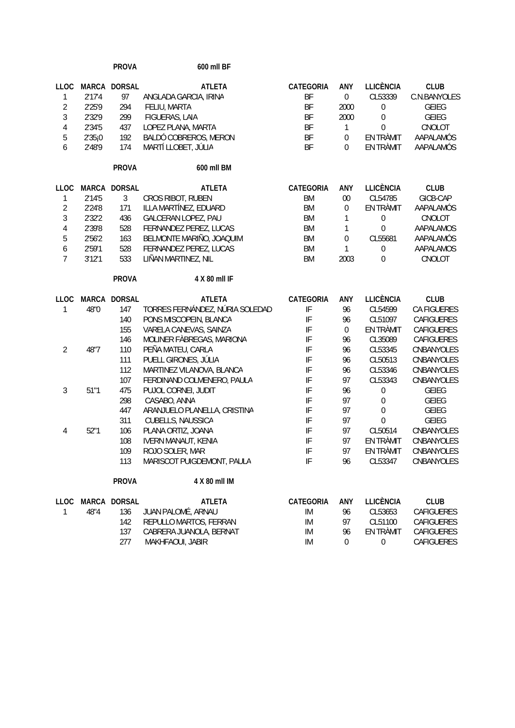**PROVA** 600 mll BF

| LLOC | MARCA | DORSAL | ATLETA | CATEGORIA | ANY | LLICÈNCIA | CLUB |
|---|---|---|---|---|---|---|---|
| 1 | 2'17'4 | 97 | ANGLADA GARCIA, IRINA | BF | 0 | CL53339 | C.N.BANYOLES |
| 2 | 2'25'9 | 294 | FELIU, MARTA | BF | 2000 | 0 | GEIEG |
| 3 | 2'32'9 | 299 | FIGUERAS, LAIA | BF | 2000 | 0 | GEIEG |
| 4 | 2'34'5 | 437 | LOPEZ PLANA, MARTA | BF | 1 | 0 | CNOLOT |
| 5 | 2'35¡0 | 192 | BALDÓ COBREROS, MERON | BF | 0 | EN TRÀMIT | AAPALAMÓS |
| 6 | 2'48'9 | 174 | MARTÍ LLOBET, JÚLIA | BF | 0 | EN TRÀMIT | AAPALAMÓS |

**PROVA** 600 mll BM

| LLOC | MARCA | DORSAL | ATLETA | CATEGORIA | ANY | LLICÈNCIA | CLUB |
|---|---|---|---|---|---|---|---|
| 1 | 2'14'5 | 3 | CROS RIBOT, RUBEN | BM | 00 | CL54785 | GICB-CAP |
| 2 | 2'24'8 | 171 | ILLA MARTÍNEZ, EDUARD | BM | 0 | EN TRÀMIT | AAPALAMÓS |
| 3 | 2'32'2 | 436 | GALCERAN LOPEZ, PAU | BM | 1 | 0 | CNOLOT |
| 4 | 2'39'8 | 528 | FERNANDEZ PEREZ, LUCAS | BM | 1 | 0 | AAPALAMOS |
| 5 | 2'56'2 | 163 | BELMONTE MARIÑO, JOAQUIM | BM | 0 | CL55681 | AAPALAMÓS |
| 6 | 2'59'1 | 528 | FERNANDEZ PEREZ, LUCAS | BM | 1 | 0 | AAPALAMOS |
| 7 | 3'12'1 | 533 | LIÑAN MARTINEZ, NIL | BM | 2003 | 0 | CNOLOT |

**PROVA** 4 X 80 mll IF

| LLOC | MARCA | DORSAL | ATLETA | CATEGORIA | ANY | LLICÈNCIA | CLUB |
|---|---|---|---|---|---|---|---|
| 1 | 48"0 | 147 | TORRES FERNÁNDEZ, NÚRIA SOLEDAD | IF | 96 | CL54599 | CA FIGUERES |
| | | 140 | PONS MISCOPEIN, BLANCA | IF | 96 | CL51097 | CAFIGUERES |
| | | 155 | VARELA CANEVAS, SAINZA | IF | 0 | EN TRÀMIT | CAFIGUERES |
| | | 146 | MOLINER FÀBREGAS, MARIONA | IF | 96 | CL35089 | CAFIGUERES |
| 2 | 48"7 | 110 | PEÑA MATEU, CARLA | IF | 96 | CL53345 | CNBANYOLES |
| | | 111 | PUELL GIRONES, JÚLIA | IF | 96 | CL50513 | CNBANYOLES |
| | | 112 | MARTINEZ VILANOVA, BLANCA | IF | 96 | CL53346 | CNBANYOLES |
| | | 107 | FERDINAND COLMENERO, PAULA | IF | 97 | CL53343 | CNBANYOLES |
| 3 | 51"1 | 475 | PUJOL CORNEI, JUDIT | IF | 96 | 0 | GEIEG |
| | | 298 | CASABO, ANNA | IF | 97 | 0 | GEIEG |
| | | 447 | ARANJUELO PLANELLA, CRISTINA | IF | 97 | 0 | GEIEG |
| | | 311 | CUBELLS, NAUSSICA | IF | 97 | 0 | GEIEG |
| 4 | 52"1 | 106 | PLANA ORTIZ, JOANA | IF | 97 | CL50514 | CNBANYOLES |
| | | 108 | IVERN MANAUT, KENIA | IF | 97 | EN TRÀMIT | CNBANYOLES |
| | | 109 | ROJO SOLER, MAR | IF | 97 | EN TRÀMIT | CNBANYOLES |
| | | 113 | MARISCOT PUIGDEMONT, PAULA | IF | 96 | CL53347 | CNBANYOLES |

**PROVA** 4 X 80 mll IM

| LLOC | MARCA | DORSAL | ATLETA | CATEGORIA | ANY | LLICÈNCIA | CLUB |
|---|---|---|---|---|---|---|---|
| 1 | 48"4 | 136 | JUAN PALOMÉ, ARNAU | IM | 96 | CL53653 | CAFIGUERES |
| | | 142 | REPULLO MARTOS, FERRAN | IM | 97 | CL51100 | CAFIGUERES |
| | | 137 | CABRERA JUANOLA, BERNAT | IM | 96 | EN TRÀMIT | CAFIGUERES |
| | | 277 | MAKHFAOUI, JABIR | IM | 0 | 0 | CAFIGUERES |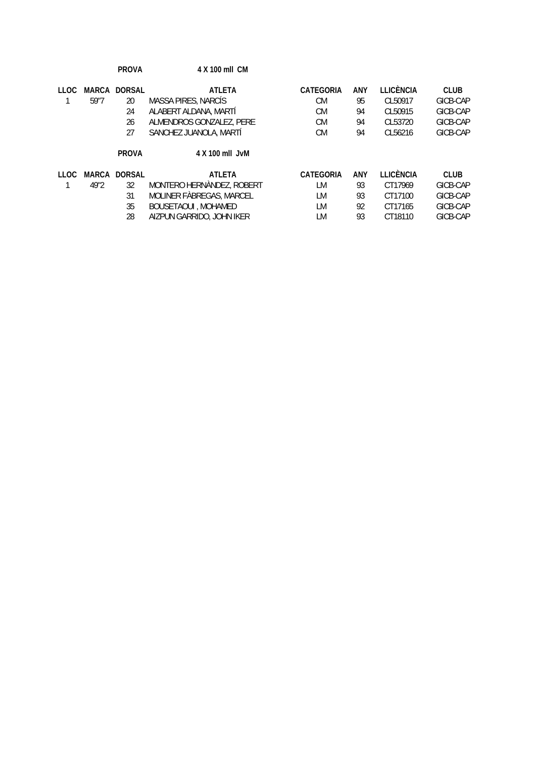**PROVA** **4 X 100 mll CM**

| LLOC | MARCA | DORSAL | ATLETA | CATEGORIA | ANY | LLICÈNCIA | CLUB |
|---|---|---|---|---|---|---|---|
| 1 | 59"7 | 20 | MASSA PIRES, NARCÍS | CM | 95 | CL50917 | GICB-CAP |
| | | 24 | ALABERT ALDANA, MARTÍ | CM | 94 | CL50915 | GICB-CAP |
| | | 26 | ALMENDROS GONZALEZ, PERE | CM | 94 | CL53720 | GICB-CAP |
| | | 27 | SANCHEZ JUANOLA, MARTÍ | CM | 94 | CL56216 | GICB-CAP |

**PROVA** **4 X 100 mll JvM**

| LLOC | MARCA | DORSAL | ATLETA | CATEGORIA | ANY | LLICÈNCIA | CLUB |
|---|---|---|---|---|---|---|---|
| 1 | 49"2 | 32 | MONTERO HERNÀNDEZ, ROBERT | LM | 93 | CT17969 | GICB-CAP |
| | | 31 | MOLINER FÀBREGAS, MARCEL | LM | 93 | CT17100 | GICB-CAP |
| | | 35 | BOUSETAOUI , MOHAMED | LM | 92 | CT17165 | GICB-CAP |
| | | 28 | AIZPUN GARRIDO, JOHN IKER | LM | 93 | CT18110 | GICB-CAP |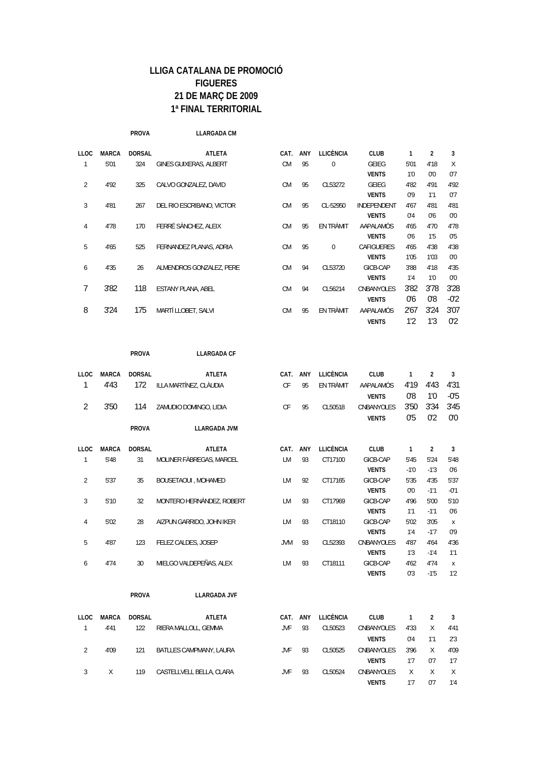# LLIGA CATALANA DE PROMOCIÓ
# FIGUERES
# 21 DE MARÇ DE 2009
# 1ª FINAL TERRITORIAL

**PROVA** **LLARGADA CM**

| LLOC | MARCA | DORSAL | ATLETA | CAT. | ANY | LLICÈNCIA | CLUB | 1 | 2 | 3 |
|---|---|---|---|---|---|---|---|---|---|---|
| 1 | 5'01 | 324 | GINES GUIXERAS, ALBERT | CM | 95 | 0 | GEIEG | 5'01 | 4'18 | X |
| | | | | | | | **VENTS** | 1'0 | 0'0 | 0'7 |
| 2 | 4'92 | 325 | CALVO GONZALEZ, DAVID | CM | 95 | CL53272 | GEIEG | 4'82 | 4'91 | 4'92 |
| | | | | | | | **VENTS** | 0'9 | 1'1 | 0'7 |
| 3 | 4'81 | 267 | DEL RIO ESCRIBANO, VICTOR | CM | 95 | CL-52950 | INDEPENDENT | 4'67 | 4'81 | 4'81 |
| | | | | | | | **VENTS** | 0'4 | 0'6 | 0'0 |
| 4 | 4'78 | 170 | FERRÉ SÀNCHEZ, ALEIX | CM | 95 | EN TRÀMIT | AAPALAMÓS | 4'65 | 4'70 | 4'78 |
| | | | | | | | **VENTS** | 0'6 | 1'5 | 0'5 |
| 5 | 4'65 | 525 | FERNANDEZ PLANAS, ADRIA | CM | 95 | 0 | CAFIGUERES | 4'65 | 4'38 | 4'38 |
| | | | | | | | **VENTS** | 1'05 | 1'03 | 0'0 |
| 6 | 4'35 | 26 | ALMENDROS GONZALEZ, PERE | CM | 94 | CL53720 | GICB-CAP | 3'88 | 4'18 | 4'35 |
| | | | | | | | **VENTS** | 1'4 | 1'0 | 0'0 |
| 7 | 3'82 | 118 | ESTANY PLANA, ABEL | CM | 94 | CL56214 | CNBANYOLES | 3'82 | 3'78 | 3'28 |
| | | | | | | | **VENTS** | 0'6 | 0'8 | -0'2 |
| 8 | 3'24 | 175 | MARTÍ LLOBET, SALVI | CM | 95 | EN TRÀMIT | AAPALAMÓS | 2'67 | 3'24 | 3'07 |
| | | | | | | | **VENTS** | 1'2 | 1'3 | 0'2 |

**PROVA** **LLARGADA CF**

| LLOC | MARCA | DORSAL | ATLETA | CAT. | ANY | LLICÈNCIA | CLUB | 1 | 2 | 3 |
|---|---|---|---|---|---|---|---|---|---|---|
| 1 | 4'43 | 172 | ILLA MARTÍNEZ, CLÀUDIA | CF | 95 | EN TRÀMIT | AAPALAMÓS | 4'19 | 4'43 | 4'31 |
| | | | | | | | **VENTS** | 0'8 | 1'0 | -0'5 |
| 2 | 3'50 | 114 | ZAMUDIO DOMINGO, LIDIA | CF | 95 | CL50518 | CNBANYOLES | 3'50 | 3'34 | 3'45 |
| | | | | | | | **VENTS** | 0'5 | 0'2 | 0'0 |

**PROVA** **LLARGADA JVM**

| LLOC | MARCA | DORSAL | ATLETA | CAT. | ANY | LLICÈNCIA | CLUB | 1 | 2 | 3 |
|---|---|---|---|---|---|---|---|---|---|---|
| 1 | 5'48 | 31 | MOLINER FÀBREGAS, MARCEL | LM | 93 | CT17100 | GICB-CAP | 5'45 | 5'24 | 5'48 |
| | | | | | | | **VENTS** | -1'0 | -1'3 | 0'6 |
| 2 | 5'37 | 35 | BOUSETAOUI , MOHAMED | LM | 92 | CT17165 | GICB-CAP | 5'35 | 4'35 | 5'37 |
| | | | | | | | **VENTS** | 0'0 | -1'1 | -0'1 |
| 3 | 5'10 | 32 | MONTERO HERNÀNDEZ, ROBERT | LM | 93 | CT17969 | GICB-CAP | 4'96 | 5'00 | 5'10 |
| | | | | | | | **VENTS** | 1'1 | -1'1 | 0'6 |
| 4 | 5'02 | 28 | AIZPUN GARRIDO, JOHN IKER | LM | 93 | CT18110 | GICB-CAP | 5'02 | 3'05 | x |
| | | | | | | | **VENTS** | 1'4 | -1'7 | 0'9 |
| 5 | 4'87 | 123 | FELEZ CALDES, JOSEP | JVM | 93 | CL52393 | CNBANYOLES | 4'87 | 4'64 | 4'36 |
| | | | | | | | **VENTS** | 1'3 | -1'4 | 1'1 |
| 6 | 4'74 | 30 | MIELGO VALDEPEÑAS, ALEX | LM | 93 | CT18111 | GICB-CAP | 4'62 | 4'74 | x |
| | | | | | | | **VENTS** | 0'3 | -1'5 | 1'2 |

**PROVA** **LLARGADA JVF**

| LLOC | MARCA | DORSAL | ATLETA | CAT. | ANY | LLICÈNCIA | CLUB | 1 | 2 | 3 |
|---|---|---|---|---|---|---|---|---|---|---|
| 1 | 4'41 | 122 | RIERA MALLOLL, GEMMA | JVF | 93 | CL50523 | CNBANYOLES | 4'33 | X | 4'41 |
| | | | | | | | **VENTS** | 0'4 | 1'1 | 2'3 |
| 2 | 4'09 | 121 | BATLLES CAMPMANY, LAURA | JVF | 93 | CL50525 | CNBANYOLES | 3'96 | X | 4'09 |
| | | | | | | | **VENTS** | 1'7 | 0'7 | 1'7 |
| 3 | X | 119 | CASTELLVELL BELLA, CLARA | JVF | 93 | CL50524 | CNBANYOLES | X | X | X |
| | | | | | | | **VENTS** | 1'7 | 0'7 | 1'4 |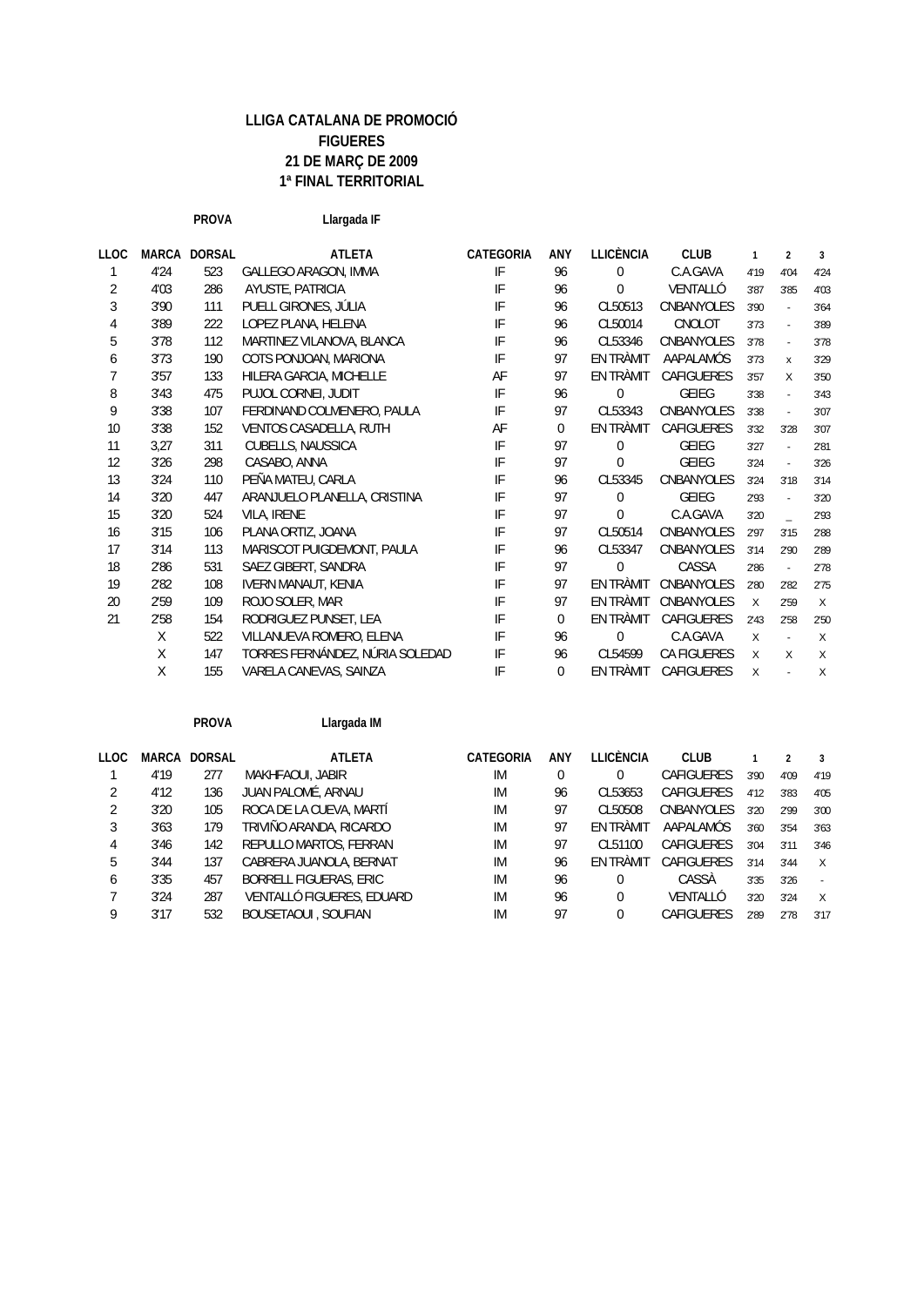**LLIGA CATALANA DE PROMOCIÓ**
**FIGUERES**
**21 DE MARÇ DE 2009**
**1ª FINAL TERRITORIAL**

**PROVA** **Llargada IF**

| LLOC | MARCA | DORSAL | ATLETA | CATEGORIA | ANY | LLICÈNCIA | CLUB | 1 | 2 | 3 |
|---|---|---|---|---|---|---|---|---|---|---|
| 1 | 4'24 | 523 | GALLEGO ARAGON, IMMA | IF | 96 | 0 | C.A.GAVA | 4'19 | 4'04 | 4'24 |
| 2 | 4'03 | 286 | AYUSTE, PATRICIA | IF | 96 | 0 | VENTALLÓ | 3'87 | 3'85 | 4'03 |
| 3 | 3'90 | 111 | PUELL GIRONES, JÚLIA | IF | 96 | CL50513 | CNBANYOLES | 3'90 | - | 3'64 |
| 4 | 3'89 | 222 | LOPEZ PLANA, HELENA | IF | 96 | CL50014 | CNOLOT | 3'73 | - | 3'89 |
| 5 | 3'78 | 112 | MARTINEZ VILANOVA, BLANCA | IF | 96 | CL53346 | CNBANYOLES | 3'78 | - | 3'78 |
| 6 | 3'73 | 190 | COTS PONJOAN, MARIONA | IF | 97 | EN TRÀMIT | AAPALAMÓS | 3'73 | x | 3'29 |
| 7 | 3'57 | 133 | HILERA GARCIA, MICHELLE | AF | 97 | EN TRÀMIT | CAFIGUERES | 3'57 | X | 3'50 |
| 8 | 3'43 | 475 | PUJOL CORNEI, JUDIT | IF | 96 | 0 | GEIEG | 3'38 | - | 3'43 |
| 9 | 3'38 | 107 | FERDINAND COLMENERO, PAULA | IF | 97 | CL53343 | CNBANYOLES | 3'38 | - | 3'07 |
| 10 | 3'38 | 152 | VENTOS CASADELLA, RUTH | AF | 0 | EN TRÀMIT | CAFIGUERES | 3'32 | 3'28 | 3'07 |
| 11 | 3,27 | 311 | CUBELLS, NAUSSICA | IF | 97 | 0 | GEIEG | 3'27 | - | 2'81 |
| 12 | 3'26 | 298 | CASABO, ANNA | IF | 97 | 0 | GEIEG | 3'24 | - | 3'26 |
| 13 | 3'24 | 110 | PEÑA MATEU, CARLA | IF | 96 | CL53345 | CNBANYOLES | 3'24 | 3'18 | 3'14 |
| 14 | 3'20 | 447 | ARANJUELO PLANELLA, CRISTINA | IF | 97 | 0 | GEIEG | 2'93 | - | 3'20 |
| 15 | 3'20 | 524 | VILA, IRENE | IF | 97 | 0 | C.A.GAVA | 3'20 | _ | 2'93 |
| 16 | 3'15 | 106 | PLANA ORTIZ, JOANA | IF | 97 | CL50514 | CNBANYOLES | 2'97 | 3'15 | 2'88 |
| 17 | 3'14 | 113 | MARISCOT PUIGDEMONT, PAULA | IF | 96 | CL53347 | CNBANYOLES | 3'14 | 2'90 | 2'89 |
| 18 | 2'86 | 531 | SAEZ GIBERT, SANDRA | IF | 97 | 0 | CASSA | 2'86 | - | 2'78 |
| 19 | 2'82 | 108 | IVERN MANAUT, KENIA | IF | 97 | EN TRÀMIT | CNBANYOLES | 2'80 | 2'82 | 2'75 |
| 20 | 2'59 | 109 | ROJO SOLER, MAR | IF | 97 | EN TRÀMIT | CNBANYOLES | X | 2'59 | X |
| 21 | 2'58 | 154 | RODRIGUEZ PUNSET, LEA | IF | 0 | EN TRÀMIT | CAFIGUERES | 2'43 | 2'58 | 2'50 |
| | X | 522 | VILLANUEVA ROMERO, ELENA | IF | 96 | 0 | C.A.GAVA | X | - | X |
| | X | 147 | TORRES FERNÁNDEZ, NÚRIA SOLEDAD | IF | 96 | CL54599 | CA FIGUERES | X | X | X |
| | X | 155 | VARELA CANEVAS, SAINZA | IF | 0 | EN TRÀMIT | CAFIGUERES | X | - | X |

**PROVA** **Llargada IM**

| LLOC | MARCA | DORSAL | ATLETA | CATEGORIA | ANY | LLICÈNCIA | CLUB | 1 | 2 | 3 |
|---|---|---|---|---|---|---|---|---|---|---|
| 1 | 4'19 | 277 | MAKHFAOUI, JABIR | IM | 0 | 0 | CAFIGUERES | 3'90 | 4'09 | 4'19 |
| 2 | 4'12 | 136 | JUAN PALOMÉ, ARNAU | IM | 96 | CL53653 | CAFIGUERES | 4'12 | 3'83 | 4'05 |
| 2 | 3'20 | 105 | ROCA DE LA CUEVA, MARTÍ | IM | 97 | CL50508 | CNBANYOLES | 3'20 | 2'99 | 3'00 |
| 3 | 3'63 | 179 | TRIVIÑO ARANDA, RICARDO | IM | 97 | EN TRÀMIT | AAPALAMÓS | 3'60 | 3'54 | 3'63 |
| 4 | 3'46 | 142 | REPULLO MARTOS, FERRAN | IM | 97 | CL51100 | CAFIGUERES | 3'04 | 3'11 | 3'46 |
| 5 | 3'44 | 137 | CABRERA JUANOLA, BERNAT | IM | 96 | EN TRÀMIT | CAFIGUERES | 3'14 | 3'44 | X |
| 6 | 3'35 | 457 | BORRELL FIGUERAS, ERIC | IM | 96 | 0 | CASSÀ | 3'35 | 3'26 | - |
| 7 | 3'24 | 287 | VENTALLÓ FIGUERES, EDUARD | IM | 96 | 0 | VENTALLÓ | 3'20 | 3'24 | X |
| 9 | 3'17 | 532 | BOUSETAOUI , SOUFIAN | IM | 97 | 0 | CAFIGUERES | 2'89 | 2'78 | 3'17 |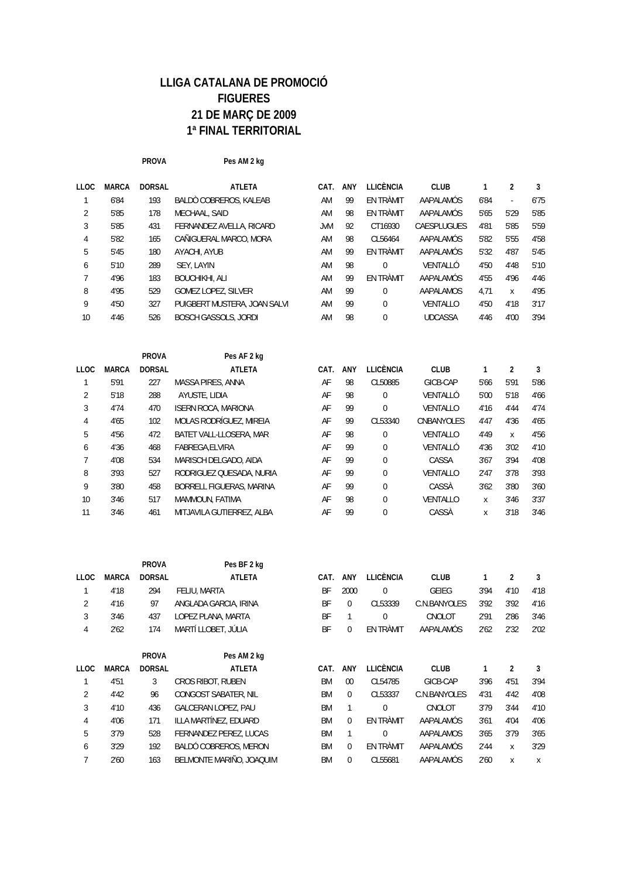# LLIGA CATALANA DE PROMOCIÓ
# FIGUERES
# 21 DE MARÇ DE 2009
# 1ª FINAL TERRITORIAL

**PROVA** **Pes AM 2 kg**

| LLOC | MARCA | DORSAL | ATLETA | CAT. | ANY | LLICÈNCIA | CLUB | 1 | 2 | 3 |
|---|---|---|---|---|---|---|---|---|---|---|
| 1 | 6'84 | 193 | BALDÒ COBREROS, KALEAB | AM | 99 | EN TRÀMIT | AAPALAMÓS | 6'84 | - | 6'75 |
| 2 | 5'85 | 178 | MECHAAL, SAID | AM | 98 | EN TRÀMIT | AAPALAMÓS | 5'65 | 5'29 | 5'85 |
| 3 | 5'85 | 431 | FERNANDEZ AVELLA, RICARD | JVM | 92 | CT16930 | CAESPLUGUES | 4'81 | 5'85 | 5'59 |
| 4 | 5'82 | 165 | CAÑIGUERAL MARCO, MORA | AM | 98 | CL56464 | AAPALAMÓS | 5'82 | 5'55 | 4'58 |
| 5 | 5'45 | 180 | AYACHI, AYUB | AM | 99 | EN TRÀMIT | AAPALAMÓS | 5'32 | 4'87 | 5'45 |
| 6 | 5'10 | 289 | SEY, LAYIN | AM | 98 | 0 | VENTALLÓ | 4'50 | 4'48 | 5'10 |
| 7 | 4'96 | 183 | BOUCHIKHI, ALI | AM | 99 | EN TRÀMIT | AAPALAMÓS | 4'55 | 4'96 | 4'46 |
| 8 | 4'95 | 529 | GOMEZ LOPEZ, SILVER | AM | 99 | 0 | AAPALAMOS | 4,71 | x | 4'95 |
| 9 | 4'50 | 327 | PUIGBERT MUSTERA, JOAN SALVI | AM | 99 | 0 | VENTALLO | 4'50 | 4'18 | 3'17 |
| 10 | 4'46 | 526 | BOSCH GASSOLS, JORDI | AM | 98 | 0 | UDCASSA | 4'46 | 4'00 | 3'94 |

**PROVA** **Pes AF 2 kg**

| LLOC | MARCA | DORSAL | ATLETA | CAT. | ANY | LLICÈNCIA | CLUB | 1 | 2 | 3 |
|---|---|---|---|---|---|---|---|---|---|---|
| 1 | 5'91 | 227 | MASSA PIRES, ANNA | AF | 98 | CL50885 | GICB-CAP | 5'66 | 5'91 | 5'86 |
| 2 | 5'18 | 288 | AYUSTE, LIDIA | AF | 98 | 0 | VENTALLÓ | 5'00 | 5'18 | 4'66 |
| 3 | 4'74 | 470 | ISERN ROCA, MARIONA | AF | 99 | 0 | VENTALLO | 4'16 | 4'44 | 4'74 |
| 4 | 4'65 | 102 | MOLAS RODRÍGUEZ, MIREIA | AF | 99 | CL53340 | CNBANYOLES | 4'47 | 4'36 | 4'65 |
| 5 | 4'56 | 472 | BATET VALL-LLOSERA, MAR | AF | 98 | 0 | VENTALLO | 4'49 | x | 4'56 |
| 6 | 4'36 | 468 | FABREGA,ELVIRA | AF | 99 | 0 | VENTALLÓ | 4'36 | 3'02 | 4'10 |
| 7 | 4'08 | 534 | MARISCH DELGADO, AIDA | AF | 99 | 0 | CASSA | 3'67 | 3'94 | 4'08 |
| 8 | 3'93 | 527 | RODRIGUEZ QUESADA, NURIA | AF | 99 | 0 | VENTALLO | 2'47 | 3'78 | 3'93 |
| 9 | 3'80 | 458 | BORRELL FIGUERAS, MARINA | AF | 99 | 0 | CASSÀ | 3'62 | 3'80 | 3'60 |
| 10 | 3'46 | 517 | MAMMOUN, FATIMA | AF | 98 | 0 | VENTALLO | x | 3'46 | 3'37 |
| 11 | 3'46 | 461 | MITJAVILA GUTIERREZ, ALBA | AF | 99 | 0 | CASSÀ | x | 3'18 | 3'46 |

**PROVA** **Pes BF 2 kg**

| LLOC | MARCA | DORSAL | ATLETA | CAT. | ANY | LLICÈNCIA | CLUB | 1 | 2 | 3 |
|---|---|---|---|---|---|---|---|---|---|---|
| 1 | 4'18 | 294 | FELIU, MARTA | BF | 2000 | 0 | GEIEG | 3'94 | 4'10 | 4'18 |
| 2 | 4'16 | 97 | ANGLADA GARCIA, IRINA | BF | 0 | CL53339 | C.N.BANYOLES | 3'92 | 3'92 | 4'16 |
| 3 | 3'46 | 437 | LOPEZ PLANA, MARTA | BF | 1 | 0 | CNOLOT | 2'91 | 2'86 | 3'46 |
| 4 | 2'62 | 174 | MARTÍ LLOBET, JÚLIA | BF | 0 | EN TRÀMIT | AAPALAMÓS | 2'62 | 2'32 | 2'02 |

**PROVA** **Pes AM 2 kg**

| LLOC | MARCA | DORSAL | ATLETA | CAT. | ANY | LLICÈNCIA | CLUB | 1 | 2 | 3 |
|---|---|---|---|---|---|---|---|---|---|---|
| 1 | 4'51 | 3 | CROS RIBOT, RUBEN | BM | 00 | CL54785 | GICB-CAP | 3'96 | 4'51 | 3'94 |
| 2 | 4'42 | 96 | CONGOST SABATER, NIL | BM | 0 | CL53337 | C.N.BANYOLES | 4'31 | 4'42 | 4'08 |
| 3 | 4'10 | 436 | GALCERAN LOPEZ, PAU | BM | 1 | 0 | CNOLOT | 3'79 | 3'44 | 4'10 |
| 4 | 4'06 | 171 | ILLA MARTÍNEZ, EDUARD | BM | 0 | EN TRÀMIT | AAPALAMÓS | 3'61 | 4'04 | 4'06 |
| 5 | 3'79 | 528 | FERNANDEZ PEREZ, LUCAS | BM | 1 | 0 | AAPALAMOS | 3'65 | 3'79 | 3'65 |
| 6 | 3'29 | 192 | BALDÓ COBREROS, MERON | BM | 0 | EN TRÀMIT | AAPALAMÓS | 2'44 | x | 3'29 |
| 7 | 2'60 | 163 | BELMONTE MARIÑO, JOAQUIM | BM | 0 | CL55681 | AAPALAMÓS | 2'60 | x | x |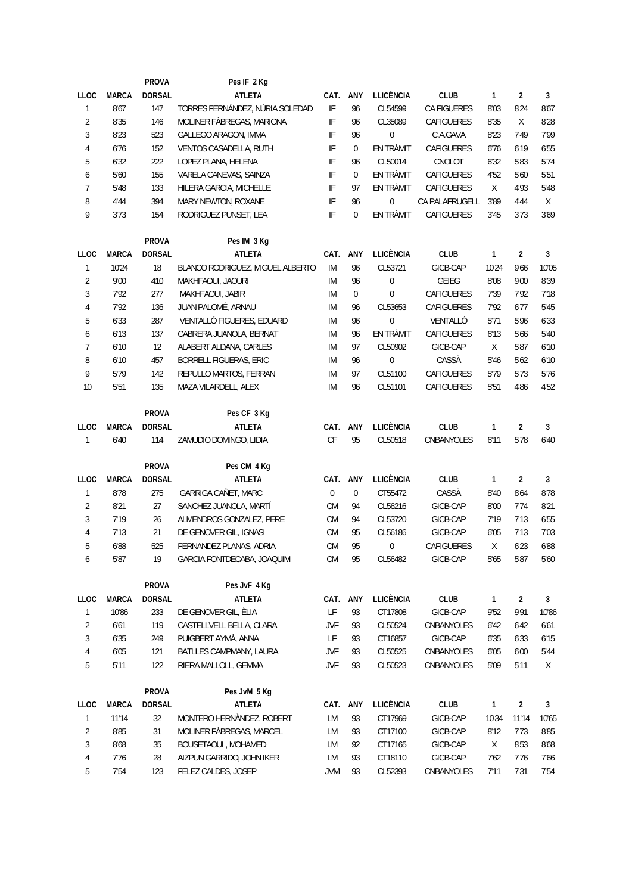| | | PROVA | Pes IF 2 Kg | | | | | | | |
|---|---|---|---|---|---|---|---|---|---|---|
| LLOC | MARCA | DORSAL | ATLETA | CAT. | ANY | LLICÈNCIA | CLUB | 1 | 2 | 3 |
| 1 | 8'67 | 147 | TORRES FERNÁNDEZ, NÚRIA SOLEDAD | IF | 96 | CL54599 | CA FIGUERES | 8'03 | 8'24 | 8'67 |
| 2 | 8'35 | 146 | MOLINER FÀBREGAS, MARIONA | IF | 96 | CL35089 | CAFIGUERES | 8'35 | X | 8'28 |
| 3 | 8'23 | 523 | GALLEGO ARAGON, IMMA | IF | 96 | 0 | C.A.GAVA | 8'23 | 7'49 | 7'99 |
| 4 | 6'76 | 152 | VENTOS CASADELLA, RUTH | IF | 0 | EN TRÀMIT | CAFIGUERES | 6'76 | 6'19 | 6'55 |
| 5 | 6'32 | 222 | LOPEZ PLANA, HELENA | IF | 96 | CL50014 | CNOLOT | 6'32 | 5'83 | 5'74 |
| 6 | 5'60 | 155 | VARELA CANEVAS, SAINZA | IF | 0 | EN TRÀMIT | CAFIGUERES | 4'52 | 5'60 | 5'51 |
| 7 | 5'48 | 133 | HILERA GARCIA, MICHELLE | IF | 97 | EN TRÀMIT | CAFIGUERES | X | 4'93 | 5'48 |
| 8 | 4'44 | 394 | MARY NEWTON, ROXANE | IF | 96 | 0 | CA PALAFRUGELL | 3'89 | 4'44 | X |
| 9 | 3'73 | 154 | RODRIGUEZ PUNSET, LEA | IF | 0 | EN TRÀMIT | CAFIGUERES | 3'45 | 3'73 | 3'69 |

| | | PROVA | Pes IM 3 Kg | | | | | | | |
|---|---|---|---|---|---|---|---|---|---|---|
| LLOC | MARCA | DORSAL | ATLETA | CAT. | ANY | LLICÈNCIA | CLUB | 1 | 2 | 3 |
| 1 | 10'24 | 18 | BLANCO RODRIGUEZ, MIGUEL ALBERTO | IM | 96 | CL53721 | GICB-CAP | 10'24 | 9'66 | 10'05 |
| 2 | 9'00 | 410 | MAKHFAOUI, JAOURI | IM | 96 | 0 | GEIEG | 8'08 | 9'00 | 8'39 |
| 3 | 7'92 | 277 | MAKHFAOUI, JABIR | IM | 0 | 0 | CAFIGUERES | 7'39 | 7'92 | 7'18 |
| 4 | 7'92 | 136 | JUAN PALOMÉ, ARNAU | IM | 96 | CL53653 | CAFIGUERES | 7'92 | 6'77 | 5'45 |
| 5 | 6'33 | 287 | VENTALLÓ FIGUERES, EDUARD | IM | 96 | 0 | VENTALLÓ | 5'71 | 5'96 | 6'33 |
| 6 | 6'13 | 137 | CABRERA JUANOLA, BERNAT | IM | 96 | EN TRÀMIT | CAFIGUERES | 6'13 | 5'66 | 5'40 |
| 7 | 6'10 | 12 | ALABERT ALDANA, CARLES | IM | 97 | CL50902 | GICB-CAP | X | 5'87 | 6'10 |
| 8 | 6'10 | 457 | BORRELL FIGUERAS, ERIC | IM | 96 | 0 | CASSÀ | 5'46 | 5'62 | 6'10 |
| 9 | 5'79 | 142 | REPULLO MARTOS, FERRAN | IM | 97 | CL51100 | CAFIGUERES | 5'79 | 5'73 | 5'76 |
| 10 | 5'51 | 135 | MAZA VILARDELL, ALEX | IM | 96 | CL51101 | CAFIGUERES | 5'51 | 4'86 | 4'52 |

| | | PROVA | Pes CF 3 Kg | | | | | | | |
|---|---|---|---|---|---|---|---|---|---|---|
| LLOC | MARCA | DORSAL | ATLETA | CAT. | ANY | LLICÈNCIA | CLUB | 1 | 2 | 3 |
| 1 | 6'40 | 114 | ZAMUDIO DOMINGO, LIDIA | CF | 95 | CL50518 | CNBANYOLES | 6'11 | 5'78 | 6'40 |

| | | PROVA | Pes CM 4 Kg | | | | | | | |
|---|---|---|---|---|---|---|---|---|---|---|
| LLOC | MARCA | DORSAL | ATLETA | CAT. | ANY | LLICÈNCIA | CLUB | 1 | 2 | 3 |
| 1 | 8'78 | 275 | GARRIGA CAÑET, MARC | 0 | 0 | CT55472 | CASSÀ | 8'40 | 8'64 | 8'78 |
| 2 | 8'21 | 27 | SANCHEZ JUANOLA, MARTÍ | CM | 94 | CL56216 | GICB-CAP | 8'00 | 7'74 | 8'21 |
| 3 | 7'19 | 26 | ALMENDROS GONZALEZ, PERE | CM | 94 | CL53720 | GICB-CAP | 7'19 | 7'13 | 6'55 |
| 4 | 7'13 | 21 | DE GENOVER GIL, IGNASI | CM | 95 | CL56186 | GICB-CAP | 6'05 | 7'13 | 7'03 |
| 5 | 6'88 | 525 | FERNANDEZ PLANAS, ADRIA | CM | 95 | 0 | CAFIGUERES | X | 6'23 | 6'88 |
| 6 | 5'87 | 19 | GARCIA FONTDECABA, JOAQUIM | CM | 95 | CL56482 | GICB-CAP | 5'65 | 5'87 | 5'60 |

| | | PROVA | Pes JvF 4 Kg | | | | | | | |
|---|---|---|---|---|---|---|---|---|---|---|
| LLOC | MARCA | DORSAL | ATLETA | CAT. | ANY | LLICÈNCIA | CLUB | 1 | 2 | 3 |
| 1 | 10'86 | 233 | DE GENOVER GIL, ÈLIA | LF | 93 | CT17808 | GICB-CAP | 9'52 | 9'91 | 10'86 |
| 2 | 6'61 | 119 | CASTELLVELL BELLA, CLARA | JVF | 93 | CL50524 | CNBANYOLES | 6'42 | 6'42 | 6'61 |
| 3 | 6'35 | 249 | PUIGBERT AYMÀ, ANNA | LF | 93 | CT16857 | GICB-CAP | 6'35 | 6'33 | 6'15 |
| 4 | 6'05 | 121 | BATLLES CAMPMANY, LAURA | JVF | 93 | CL50525 | CNBANYOLES | 6'05 | 6'00 | 5'44 |
| 5 | 5'11 | 122 | RIERA MALLOLL, GEMMA | JVF | 93 | CL50523 | CNBANYOLES | 5'09 | 5'11 | X |

| | | PROVA | Pes JvM 5 Kg | | | | | | | |
|---|---|---|---|---|---|---|---|---|---|---|
| LLOC | MARCA | DORSAL | ATLETA | CAT. | ANY | LLICÈNCIA | CLUB | 1 | 2 | 3 |
| 1 | 11'14 | 32 | MONTERO HERNÀNDEZ, ROBERT | LM | 93 | CT17969 | GICB-CAP | 10'34 | 11'14 | 10'65 |
| 2 | 8'85 | 31 | MOLINER FÀBREGAS, MARCEL | LM | 93 | CT17100 | GICB-CAP | 8'12 | 7'73 | 8'85 |
| 3 | 8'68 | 35 | BOUSETAOUI , MOHAMED | LM | 92 | CT17165 | GICB-CAP | X | 8'53 | 8'68 |
| 4 | 7'76 | 28 | AIZPUN GARRIDO, JOHN IKER | LM | 93 | CT18110 | GICB-CAP | 7'62 | 7'76 | 7'66 |
| 5 | 7'54 | 123 | FELEZ CALDES, JOSEP | JVM | 93 | CL52393 | CNBANYOLES | 7'11 | 7'31 | 7'54 |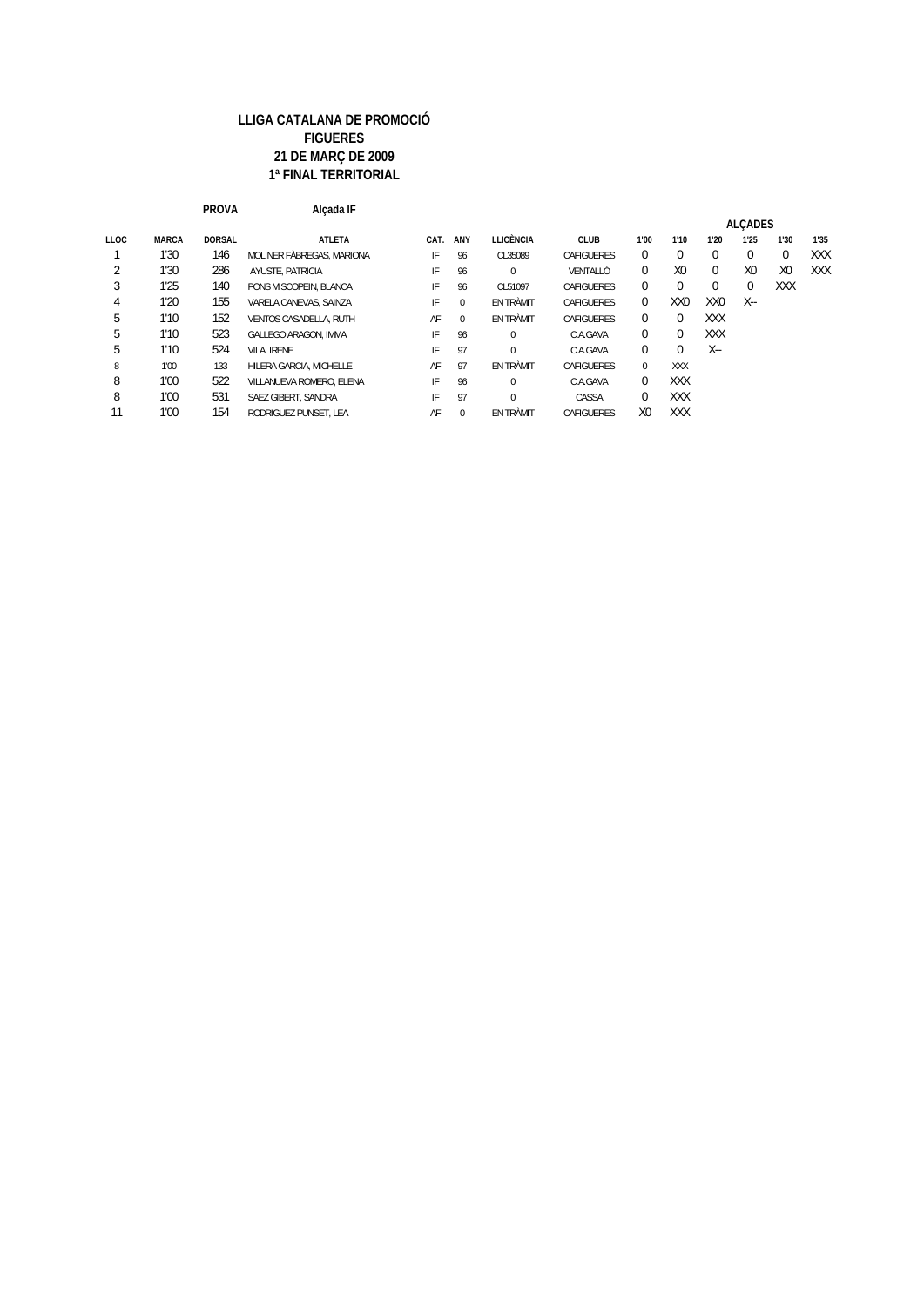**LLIGA CATALANA DE PROMOCIÓ**
**FIGUERES**
**21 DE MARÇ DE 2009**
**1ª FINAL TERRITORIAL**

**PROVA** Alçada IF

| LLOC | MARCA | DORSAL | ATLETA | CAT. | ANY | LLICÈNCIA | CLUB | ALÇADES | | | | | |
|---|---|---|---|---|---|---|---|---|---|---|---|---|---|
| | | | | | | | | 1'00 | 1'10 | 1'20 | 1'25 | 1'30 | 1'35 |
| 1 | 1'30 | 146 | MOLINER FÀBREGAS, MARIONA | IF | 96 | CL35089 | CAFIGUERES | 0 | 0 | 0 | 0 | 0 | XXX |
| 2 | 1'30 | 286 | AYUSTE, PATRICIA | IF | 96 | 0 | VENTALLÓ | 0 | X0 | 0 | X0 | X0 | XXX |
| 3 | 1'25 | 140 | PONS MISCOPEIN, BLANCA | IF | 96 | CL51097 | CAFIGUERES | 0 | 0 | 0 | 0 | XXX | |
| 4 | 1'20 | 155 | VARELA CANEVAS, SAINZA | IF | 0 | EN TRÀMIT | CAFIGUERES | 0 | XX0 | XX0 | X-- | | |
| 5 | 1'10 | 152 | VENTOS CASADELLA, RUTH | AF | 0 | EN TRÀMIT | CAFIGUERES | 0 | 0 | XXX | | | |
| 5 | 1'10 | 523 | GALLEGO ARAGON, IMMA | IF | 96 | 0 | C.A.GAVA | 0 | 0 | XXX | | | |
| 5 | 1'10 | 524 | VILA, IRENE | IF | 97 | 0 | C.A.GAVA | 0 | 0 | X-- | | | |
| 8 | 1'00 | 133 | HILERA GARCIA, MICHELLE | AF | 97 | EN TRÀMIT | CAFIGUERES | 0 | XXX | | | | |
| 8 | 1'00 | 522 | VILLANUEVA ROMERO, ELENA | IF | 96 | 0 | C.A.GAVA | 0 | XXX | | | | |
| 8 | 1'00 | 531 | SAEZ GIBERT, SANDRA | IF | 97 | 0 | CASSA | 0 | XXX | | | | |
| 11 | 1'00 | 154 | RODRIGUEZ PUNSET, LEA | AF | 0 | EN TRÀMIT | CAFIGUERES | X0 | XXX | | | | |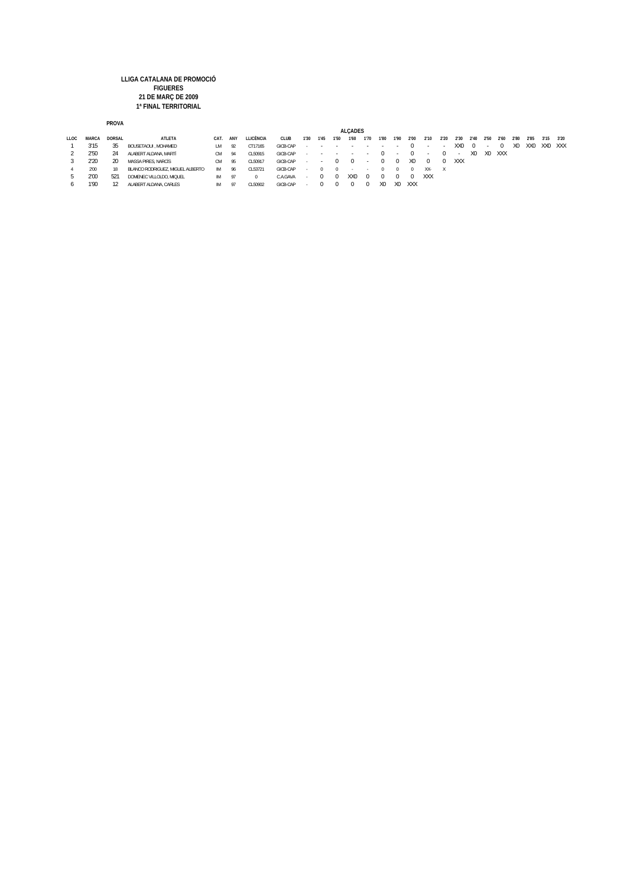**LLIGA CATALANA DE PROMOCIÓ**
**FIGUERES**
**21 DE MARÇ DE 2009**
**1ª FINAL TERRITORIAL**

**PROVA**

| | | | | | | | | ALÇADES | | | | | | | | | | | | | | | | | |
|---|---|---|---|---|---|---|---|---|---|---|---|---|---|---|---|---|---|---|---|---|---|---|---|---|---|
| **LLOC** | **MARCA** | **DORSAL** | **ATLETA** | **CAT.** | **ANY** | **LLICÈNCIA** | **CLUB** | **1'30** | **1'45** | **1'50** | **1'60** | **1'70** | **1'80** | **1'90** | **2'00** | **2'10** | **2'20** | **2'30** | **2'40** | **2'50** | **2'60** | **2'80** | **2'85** | **3'15** | **3'20** |
| 1 | 3'15 | 35 | BOUSETAOUI , MOHAMED | LM | 92 | CT17165 | GICB-CAP | - | - | - | - | - | - | - | 0 | - | - | XXO | 0 | - | 0 | XO | XXO | XXO | XXX |
| 2 | 2'50 | 24 | ALABERT ALDANA, MARTÍ | CM | 94 | CL50915 | GICB-CAP | - | - | - | - | - | 0 | - | 0 | - | 0 | - | XO | XO | XXX | | | | |
| 3 | 2'20 | 20 | MASSA PIRES, NARCÍS | CM | 95 | CL50917 | GICB-CAP | - | - | 0 | 0 | - | 0 | 0 | XO | 0 | 0 | XXX | | | | | | | |
| 4 | 2'00 | 18 | BLANCO RODRIGUEZ, MIGUEL ALBERTO | IM | 96 | CL53721 | GICB-CAP | - | 0 | 0 | - | - | 0 | 0 | 0 | XX- | X | | | | | | | | |
| 5 | 2'00 | 521 | DOMENEC VILLOLDO, MIQUEL | IM | 97 | 0 | C.A.GAVA | - | 0 | 0 | XXO | 0 | 0 | 0 | 0 | XXX | | | | | | | | | |
| 6 | 1'90 | 12 | ALABERT ALDANA, CARLES | IM | 97 | CL50902 | GICB-CAP | - | 0 | 0 | 0 | 0 | XO | XO | XXX | | | | | | | | | | |